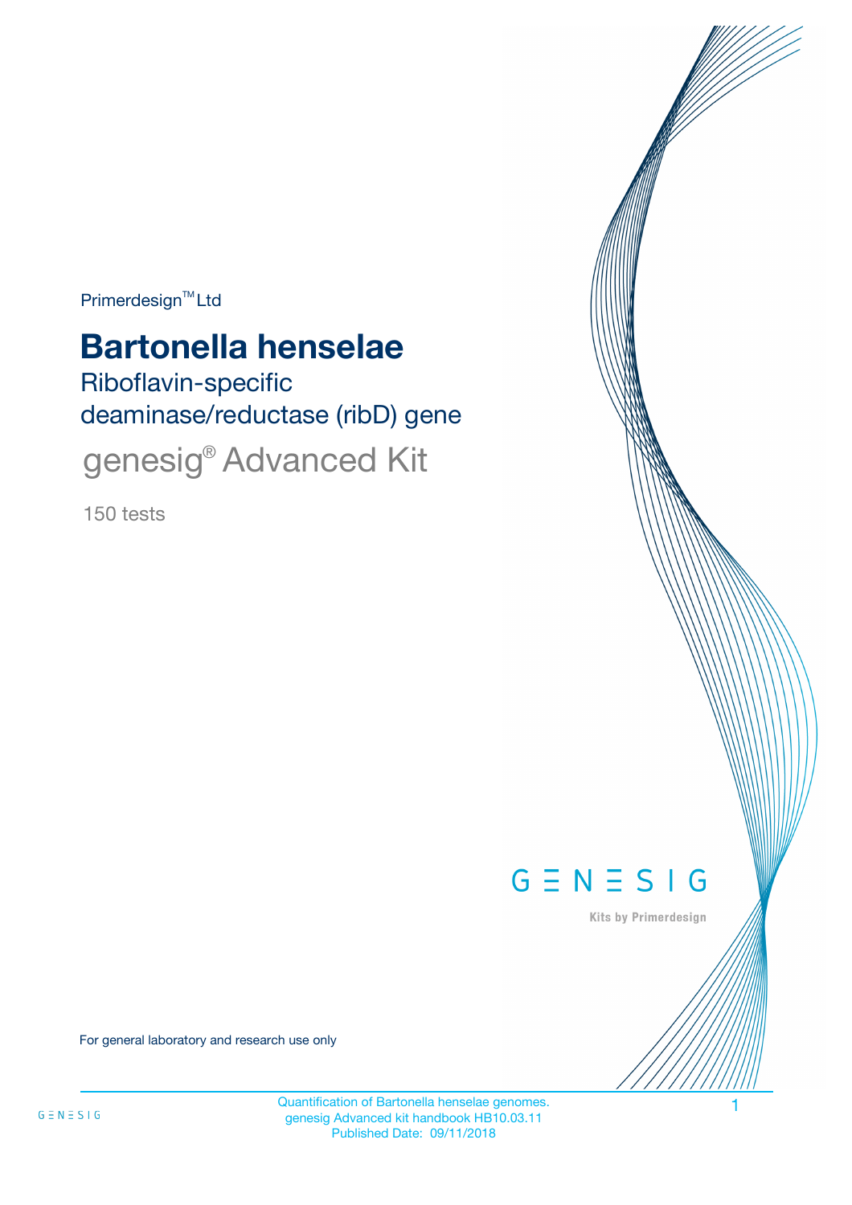Primerdesign™ Ltd

# Bartonella henselae

## Riboflavin-specific deaminase/reductase (ribD) gene

## genesig® Advanced Kit

150 tests

GENESIG

Kits by Primerdesign

For general laboratory and research use only

Quantification of Bartonella henselae genomes.
genesig Advanced kit handbook HB10.03.11
Published Date: 09/11/2018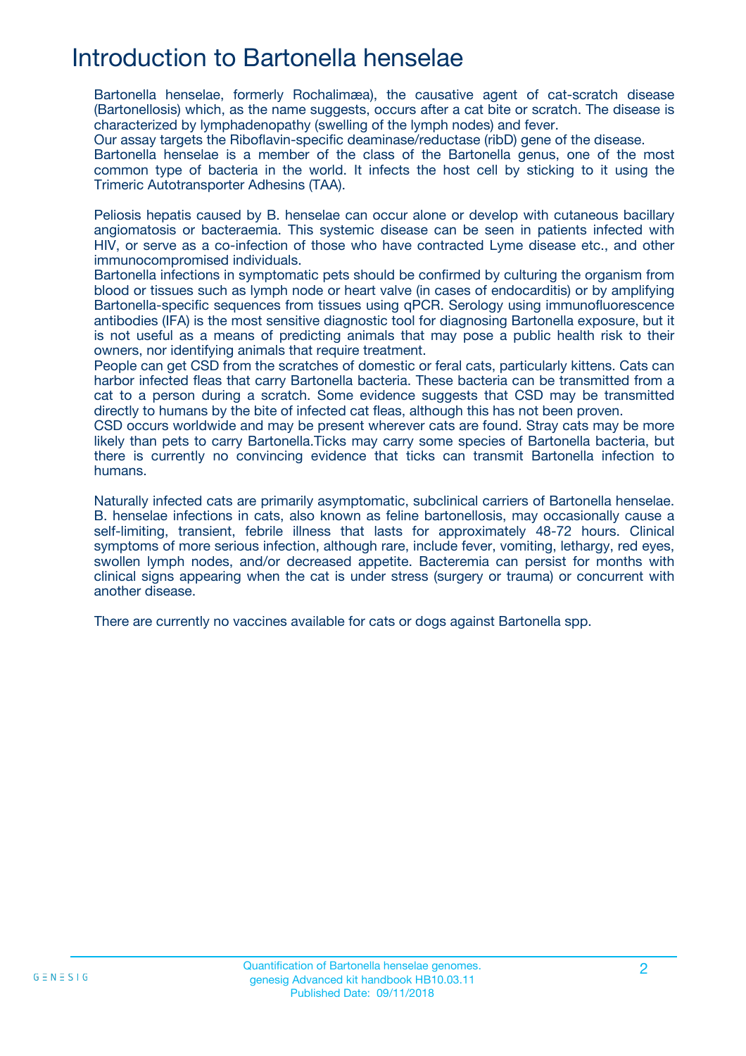# Introduction to Bartonella henselae

Bartonella henselae, formerly Rochalimæa), the causative agent of cat-scratch disease (Bartonellosis) which, as the name suggests, occurs after a cat bite or scratch. The disease is characterized by lymphadenopathy (swelling of the lymph nodes) and fever.
Our assay targets the Riboflavin-specific deaminase/reductase (ribD) gene of the disease.
Bartonella henselae is a member of the class of the Bartonella genus, one of the most common type of bacteria in the world. It infects the host cell by sticking to it using the Trimeric Autotransporter Adhesins (TAA).

Peliosis hepatis caused by B. henselae can occur alone or develop with cutaneous bacillary angiomatosis or bacteraemia. This systemic disease can be seen in patients infected with HIV, or serve as a co-infection of those who have contracted Lyme disease etc., and other immunocompromised individuals.
Bartonella infections in symptomatic pets should be confirmed by culturing the organism from blood or tissues such as lymph node or heart valve (in cases of endocarditis) or by amplifying Bartonella-specific sequences from tissues using qPCR. Serology using immunofluorescence antibodies (IFA) is the most sensitive diagnostic tool for diagnosing Bartonella exposure, but it is not useful as a means of predicting animals that may pose a public health risk to their owners, nor identifying animals that require treatment.
People can get CSD from the scratches of domestic or feral cats, particularly kittens. Cats can harbor infected fleas that carry Bartonella bacteria. These bacteria can be transmitted from a cat to a person during a scratch. Some evidence suggests that CSD may be transmitted directly to humans by the bite of infected cat fleas, although this has not been proven.
CSD occurs worldwide and may be present wherever cats are found. Stray cats may be more likely than pets to carry Bartonella.Ticks may carry some species of Bartonella bacteria, but there is currently no convincing evidence that ticks can transmit Bartonella infection to humans.

Naturally infected cats are primarily asymptomatic, subclinical carriers of Bartonella henselae. B. henselae infections in cats, also known as feline bartonellosis, may occasionally cause a self-limiting, transient, febrile illness that lasts for approximately 48-72 hours. Clinical symptoms of more serious infection, although rare, include fever, vomiting, lethargy, red eyes, swollen lymph nodes, and/or decreased appetite. Bacteremia can persist for months with clinical signs appearing when the cat is under stress (surgery or trauma) or concurrent with another disease.

There are currently no vaccines available for cats or dogs against Bartonella spp.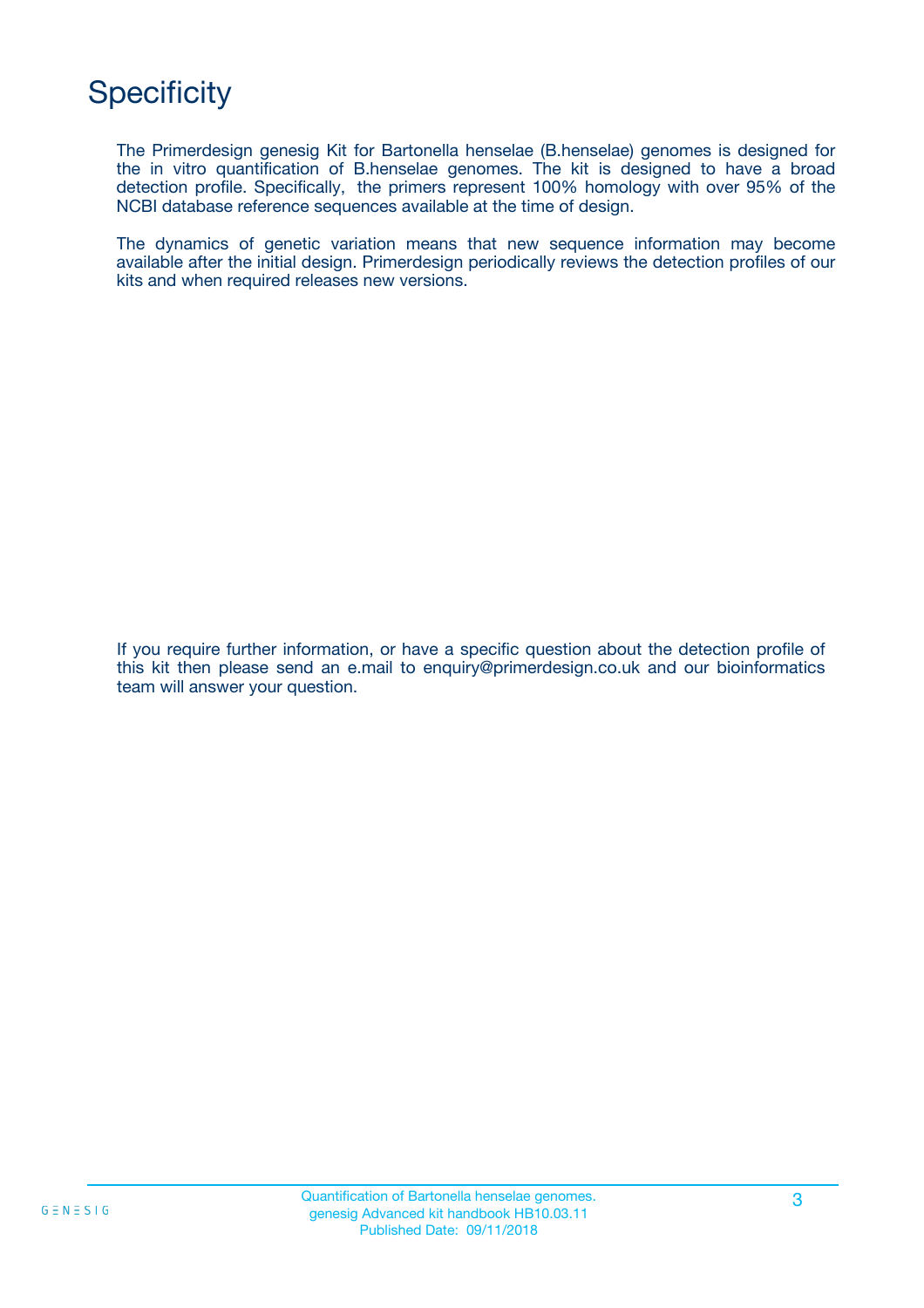# Specificity

The Primerdesign genesig Kit for Bartonella henselae (B.henselae) genomes is designed for the in vitro quantification of B.henselae genomes. The kit is designed to have a broad detection profile. Specifically, the primers represent 100% homology with over 95% of the NCBI database reference sequences available at the time of design.

The dynamics of genetic variation means that new sequence information may become available after the initial design. Primerdesign periodically reviews the detection profiles of our kits and when required releases new versions.

If you require further information, or have a specific question about the detection profile of this kit then please send an e.mail to enquiry@primerdesign.co.uk and our bioinformatics team will answer your question.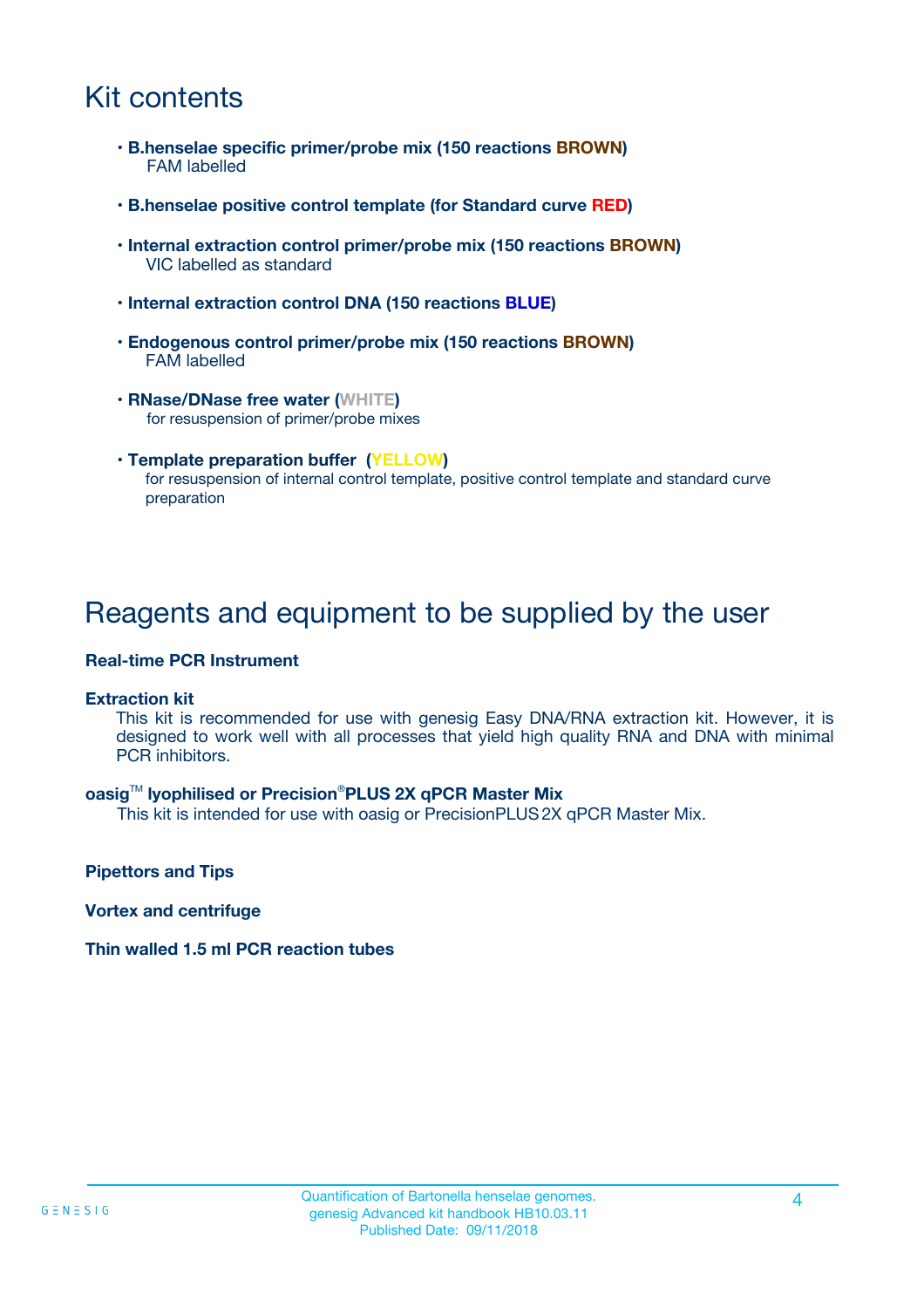# Kit contents

- **B.henselae specific primer/probe mix (150 reactions BROWN)**
  FAM labelled
- **B.henselae positive control template (for Standard curve RED)**
- **Internal extraction control primer/probe mix (150 reactions BROWN)**
  VIC labelled as standard
- **Internal extraction control DNA (150 reactions BLUE)**
- **Endogenous control primer/probe mix (150 reactions BROWN)**
  FAM labelled
- **RNase/DNase free water (WHITE)**
  for resuspension of primer/probe mixes
- **Template preparation buffer (YELLOW)**
  for resuspension of internal control template, positive control template and standard curve preparation

# Reagents and equipment to be supplied by the user

**Real-time PCR Instrument**

**Extraction kit**

This kit is recommended for use with genesig Easy DNA/RNA extraction kit. However, it is designed to work well with all processes that yield high quality RNA and DNA with minimal PCR inhibitors.

**oasig™ lyophilised or Precision®PLUS 2X qPCR Master Mix**

This kit is intended for use with oasig or PrecisionPLUS 2X qPCR Master Mix.

**Pipettors and Tips**

**Vortex and centrifuge**

**Thin walled 1.5 ml PCR reaction tubes**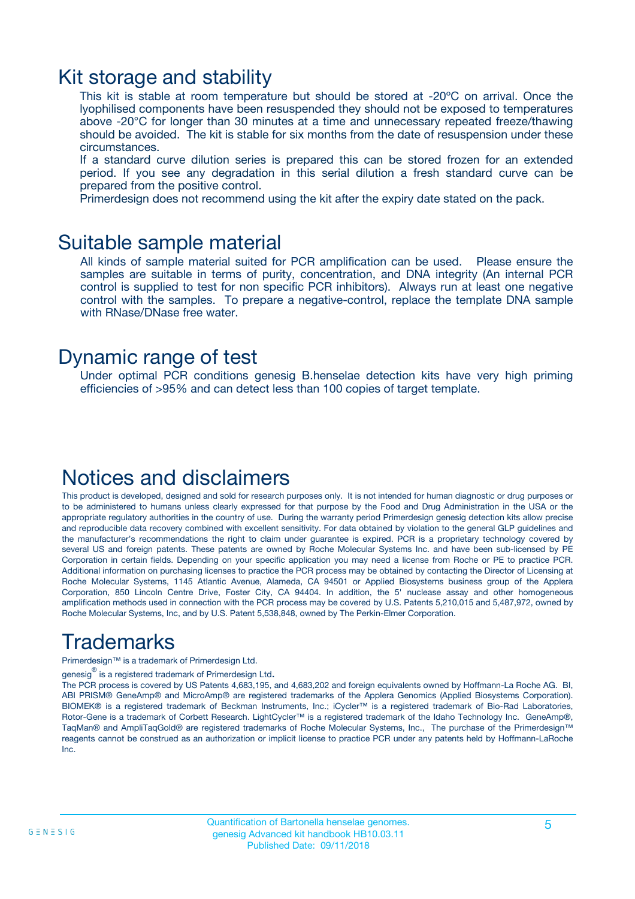# Kit storage and stability

This kit is stable at room temperature but should be stored at -20ºC on arrival. Once the lyophilised components have been resuspended they should not be exposed to temperatures above -20°C for longer than 30 minutes at a time and unnecessary repeated freeze/thawing should be avoided. The kit is stable for six months from the date of resuspension under these circumstances.

If a standard curve dilution series is prepared this can be stored frozen for an extended period. If you see any degradation in this serial dilution a fresh standard curve can be prepared from the positive control.

Primerdesign does not recommend using the kit after the expiry date stated on the pack.

# Suitable sample material

All kinds of sample material suited for PCR amplification can be used. Please ensure the samples are suitable in terms of purity, concentration, and DNA integrity (An internal PCR control is supplied to test for non specific PCR inhibitors). Always run at least one negative control with the samples. To prepare a negative-control, replace the template DNA sample with RNase/DNase free water.

# Dynamic range of test

Under optimal PCR conditions genesig B.henselae detection kits have very high priming efficiencies of >95% and can detect less than 100 copies of target template.

# Notices and disclaimers

This product is developed, designed and sold for research purposes only. It is not intended for human diagnostic or drug purposes or to be administered to humans unless clearly expressed for that purpose by the Food and Drug Administration in the USA or the appropriate regulatory authorities in the country of use. During the warranty period Primerdesign genesig detection kits allow precise and reproducible data recovery combined with excellent sensitivity. For data obtained by violation to the general GLP guidelines and the manufacturer's recommendations the right to claim under guarantee is expired. PCR is a proprietary technology covered by several US and foreign patents. These patents are owned by Roche Molecular Systems Inc. and have been sub-licensed by PE Corporation in certain fields. Depending on your specific application you may need a license from Roche or PE to practice PCR. Additional information on purchasing licenses to practice the PCR process may be obtained by contacting the Director of Licensing at Roche Molecular Systems, 1145 Atlantic Avenue, Alameda, CA 94501 or Applied Biosystems business group of the Applera Corporation, 850 Lincoln Centre Drive, Foster City, CA 94404. In addition, the 5' nuclease assay and other homogeneous amplification methods used in connection with the PCR process may be covered by U.S. Patents 5,210,015 and 5,487,972, owned by Roche Molecular Systems, Inc, and by U.S. Patent 5,538,848, owned by The Perkin-Elmer Corporation.

# Trademarks

Primerdesign™ is a trademark of Primerdesign Ltd.

genesig® is a registered trademark of Primerdesign Ltd.

The PCR process is covered by US Patents 4,683,195, and 4,683,202 and foreign equivalents owned by Hoffmann-La Roche AG. BI, ABI PRISM® GeneAmp® and MicroAmp® are registered trademarks of the Applera Genomics (Applied Biosystems Corporation). BIOMEK® is a registered trademark of Beckman Instruments, Inc.; iCycler™ is a registered trademark of Bio-Rad Laboratories, Rotor-Gene is a trademark of Corbett Research. LightCycler™ is a registered trademark of the Idaho Technology Inc. GeneAmp®, TaqMan® and AmpliTaqGold® are registered trademarks of Roche Molecular Systems, Inc., The purchase of the Primerdesign™ reagents cannot be construed as an authorization or implicit license to practice PCR under any patents held by Hoffmann-LaRoche Inc.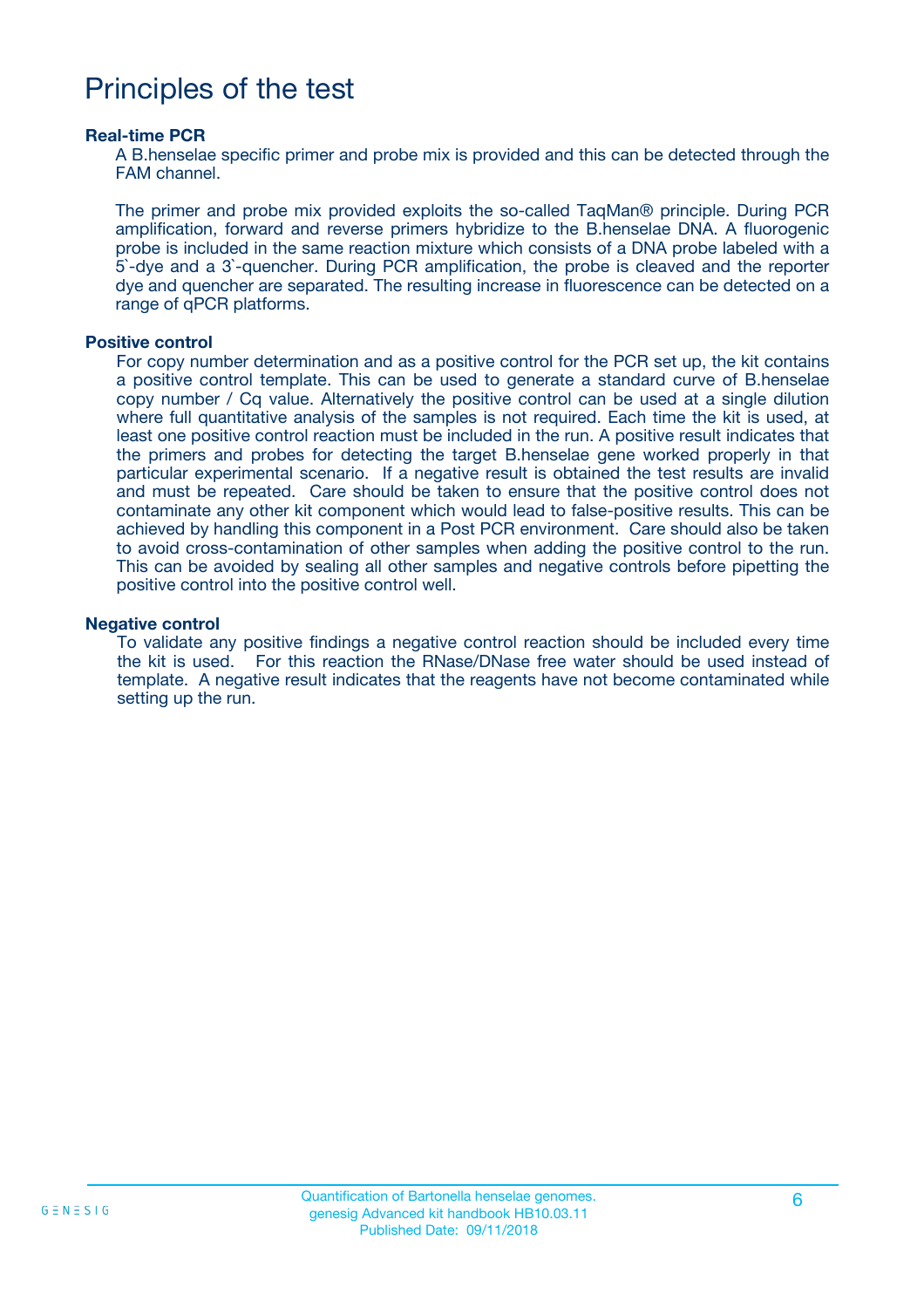# Principles of the test

### Real-time PCR

A B.henselae specific primer and probe mix is provided and this can be detected through the FAM channel.

The primer and probe mix provided exploits the so-called TaqMan® principle. During PCR amplification, forward and reverse primers hybridize to the B.henselae DNA. A fluorogenic probe is included in the same reaction mixture which consists of a DNA probe labeled with a 5`-dye and a 3`-quencher. During PCR amplification, the probe is cleaved and the reporter dye and quencher are separated. The resulting increase in fluorescence can be detected on a range of qPCR platforms.

### Positive control

For copy number determination and as a positive control for the PCR set up, the kit contains a positive control template. This can be used to generate a standard curve of B.henselae copy number / Cq value. Alternatively the positive control can be used at a single dilution where full quantitative analysis of the samples is not required. Each time the kit is used, at least one positive control reaction must be included in the run. A positive result indicates that the primers and probes for detecting the target B.henselae gene worked properly in that particular experimental scenario. If a negative result is obtained the test results are invalid and must be repeated. Care should be taken to ensure that the positive control does not contaminate any other kit component which would lead to false-positive results. This can be achieved by handling this component in a Post PCR environment. Care should also be taken to avoid cross-contamination of other samples when adding the positive control to the run. This can be avoided by sealing all other samples and negative controls before pipetting the positive control into the positive control well.

### Negative control

To validate any positive findings a negative control reaction should be included every time the kit is used. For this reaction the RNase/DNase free water should be used instead of template. A negative result indicates that the reagents have not become contaminated while setting up the run.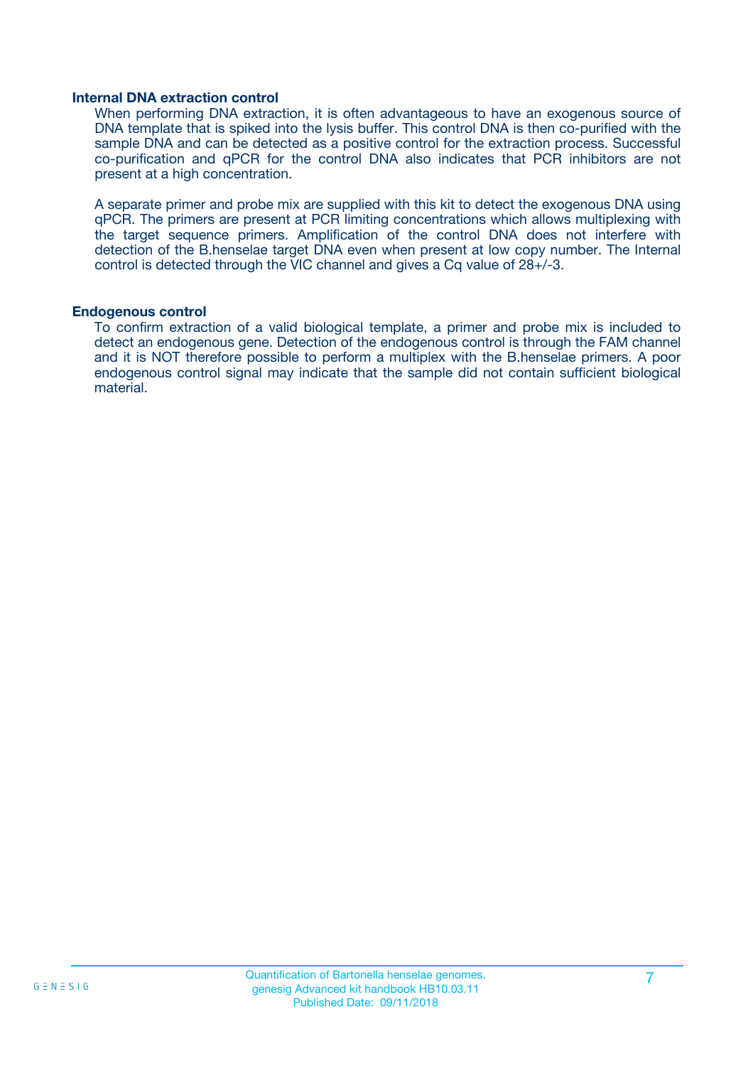### Internal DNA extraction control

When performing DNA extraction, it is often advantageous to have an exogenous source of DNA template that is spiked into the lysis buffer. This control DNA is then co-purified with the sample DNA and can be detected as a positive control for the extraction process. Successful co-purification and qPCR for the control DNA also indicates that PCR inhibitors are not present at a high concentration.

A separate primer and probe mix are supplied with this kit to detect the exogenous DNA using qPCR. The primers are present at PCR limiting concentrations which allows multiplexing with the target sequence primers. Amplification of the control DNA does not interfere with detection of the B.henselae target DNA even when present at low copy number. The Internal control is detected through the VIC channel and gives a Cq value of 28+/-3.

### Endogenous control

To confirm extraction of a valid biological template, a primer and probe mix is included to detect an endogenous gene. Detection of the endogenous control is through the FAM channel and it is NOT therefore possible to perform a multiplex with the B.henselae primers. A poor endogenous control signal may indicate that the sample did not contain sufficient biological material.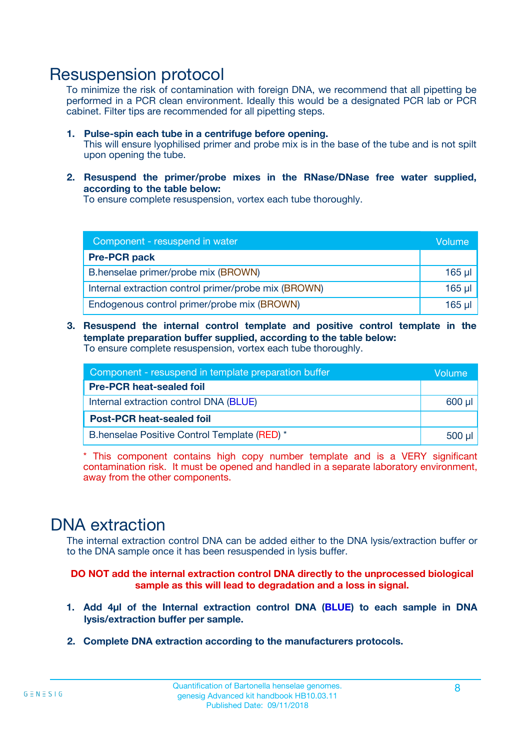# Resuspension protocol

To minimize the risk of contamination with foreign DNA, we recommend that all pipetting be performed in a PCR clean environment. Ideally this would be a designated PCR lab or PCR cabinet. Filter tips are recommended for all pipetting steps.

1. **Pulse-spin each tube in a centrifuge before opening.**
   This will ensure lyophilised primer and probe mix is in the base of the tube and is not spilt upon opening the tube.

2. **Resuspend the primer/probe mixes in the RNase/DNase free water supplied, according to the table below:**
   To ensure complete resuspension, vortex each tube thoroughly.

| Component - resuspend in water | Volume |
|---|---|
| **Pre-PCR pack** | |
| B.henselae primer/probe mix (BROWN) | 165 µl |
| Internal extraction control primer/probe mix (BROWN) | 165 µl |
| Endogenous control primer/probe mix (BROWN) | 165 µl |

3. **Resuspend the internal control template and positive control template in the template preparation buffer supplied, according to the table below:**
   To ensure complete resuspension, vortex each tube thoroughly.

| Component - resuspend in template preparation buffer | Volume |
|---|---|
| **Pre-PCR heat-sealed foil** | |
| Internal extraction control DNA (BLUE) | 600 µl |
| **Post-PCR heat-sealed foil** | |
| B.henselae Positive Control Template (RED) * | 500 µl |

\* This component contains high copy number template and is a VERY significant contamination risk. It must be opened and handled in a separate laboratory environment, away from the other components.

# DNA extraction

The internal extraction control DNA can be added either to the DNA lysis/extraction buffer or to the DNA sample once it has been resuspended in lysis buffer.

**DO NOT add the internal extraction control DNA directly to the unprocessed biological sample as this will lead to degradation and a loss in signal.**

1. **Add 4µl of the Internal extraction control DNA (BLUE) to each sample in DNA lysis/extraction buffer per sample.**

2. **Complete DNA extraction according to the manufacturers protocols.**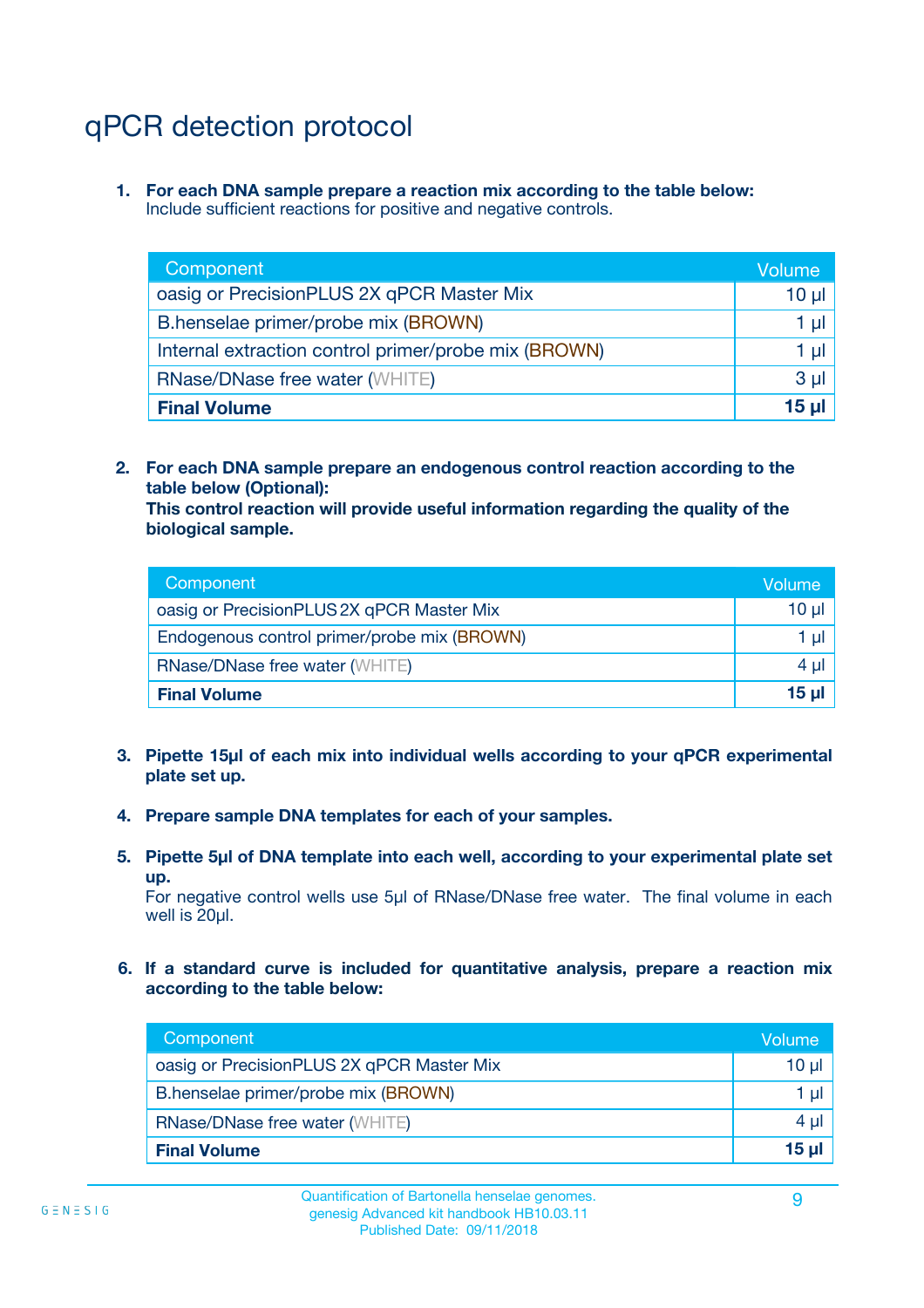# qPCR detection protocol

1. **For each DNA sample prepare a reaction mix according to the table below:**
   Include sufficient reactions for positive and negative controls.

| Component | Volume |
|---|---|
| oasig or PrecisionPLUS 2X qPCR Master Mix | 10 µl |
| B.henselae primer/probe mix (BROWN) | 1 µl |
| Internal extraction control primer/probe mix (BROWN) | 1 µl |
| RNase/DNase free water (WHITE) | 3 µl |
| **Final Volume** | **15 µl** |

2. **For each DNA sample prepare an endogenous control reaction according to the table below (Optional):**
   **This control reaction will provide useful information regarding the quality of the biological sample.**

| Component | Volume |
|---|---|
| oasig or PrecisionPLUS 2X qPCR Master Mix | 10 µl |
| Endogenous control primer/probe mix (BROWN) | 1 µl |
| RNase/DNase free water (WHITE) | 4 µl |
| **Final Volume** | **15 µl** |

3. **Pipette 15µl of each mix into individual wells according to your qPCR experimental plate set up.**

4. **Prepare sample DNA templates for each of your samples.**

5. **Pipette 5µl of DNA template into each well, according to your experimental plate set up.**
   For negative control wells use 5µl of RNase/DNase free water. The final volume in each well is 20µl.

6. **If a standard curve is included for quantitative analysis, prepare a reaction mix according to the table below:**

| Component | Volume |
|---|---|
| oasig or PrecisionPLUS 2X qPCR Master Mix | 10 µl |
| B.henselae primer/probe mix (BROWN) | 1 µl |
| RNase/DNase free water (WHITE) | 4 µl |
| **Final Volume** | **15 µl** |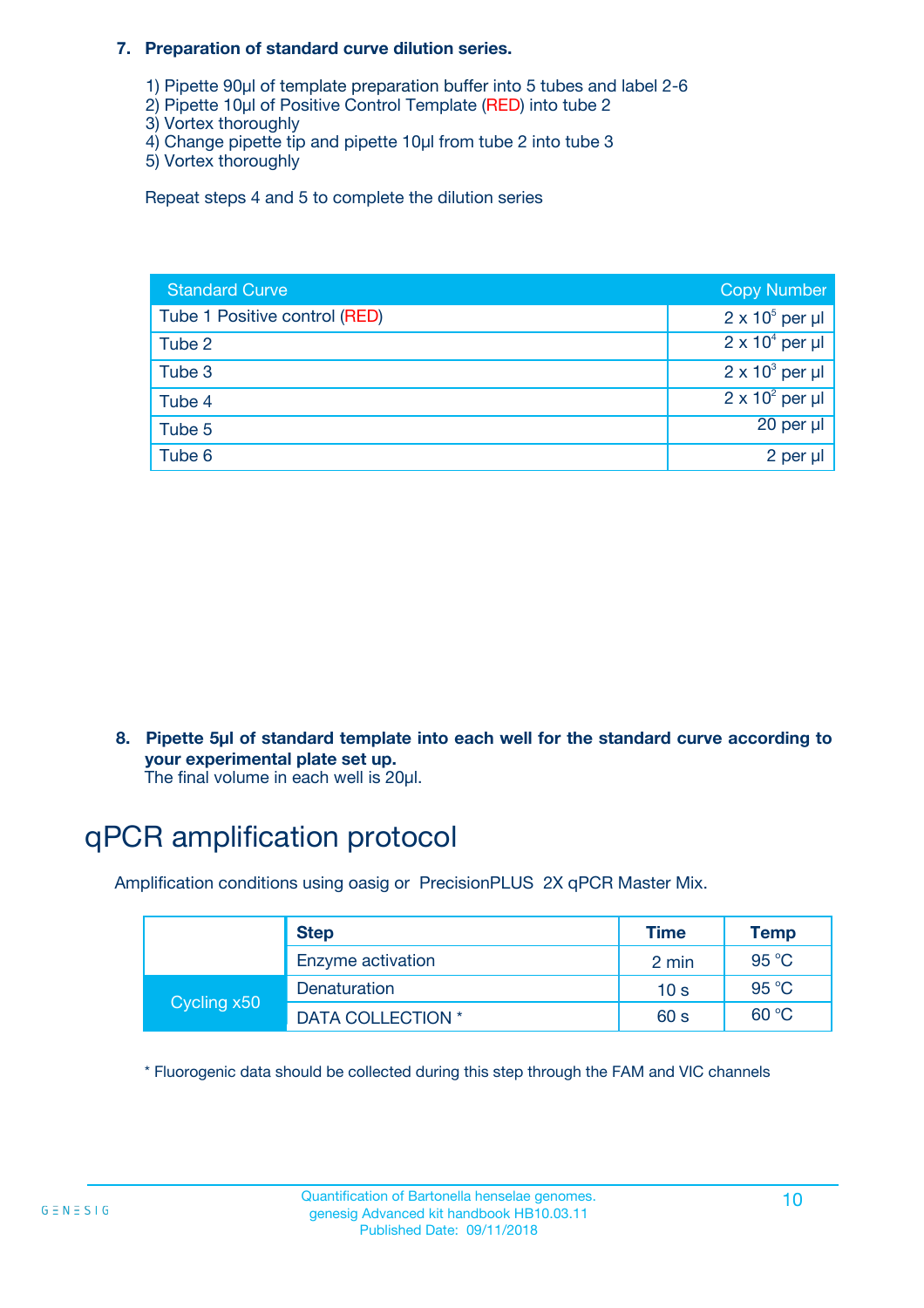**7. Preparation of standard curve dilution series.**

1) Pipette 90µl of template preparation buffer into 5 tubes and label 2-6
2) Pipette 10µl of Positive Control Template (RED) into tube 2
3) Vortex thoroughly
4) Change pipette tip and pipette 10µl from tube 2 into tube 3
5) Vortex thoroughly

Repeat steps 4 and 5 to complete the dilution series

| Standard Curve | Copy Number |
|---|---|
| Tube 1 Positive control (RED) | $2 \times 10^5$ per µl |
| Tube 2 | $2 \times 10^4$ per µl |
| Tube 3 | $2 \times 10^3$ per µl |
| Tube 4 | $2 \times 10^2$ per µl |
| Tube 5 | 20 per µl |
| Tube 6 | 2 per µl |

**8. Pipette 5µl of standard template into each well for the standard curve according to your experimental plate set up.**
The final volume in each well is 20µl.

# qPCR amplification protocol

Amplification conditions using oasig or PrecisionPLUS 2X qPCR Master Mix.

| | Step | Time | Temp |
|---|---|---|---|
| | Enzyme activation | 2 min | 95 °C |
| Cycling x50 | Denaturation | 10 s | 95 °C |
| | DATA COLLECTION * | 60 s | 60 °C |

* Fluorogenic data should be collected during this step through the FAM and VIC channels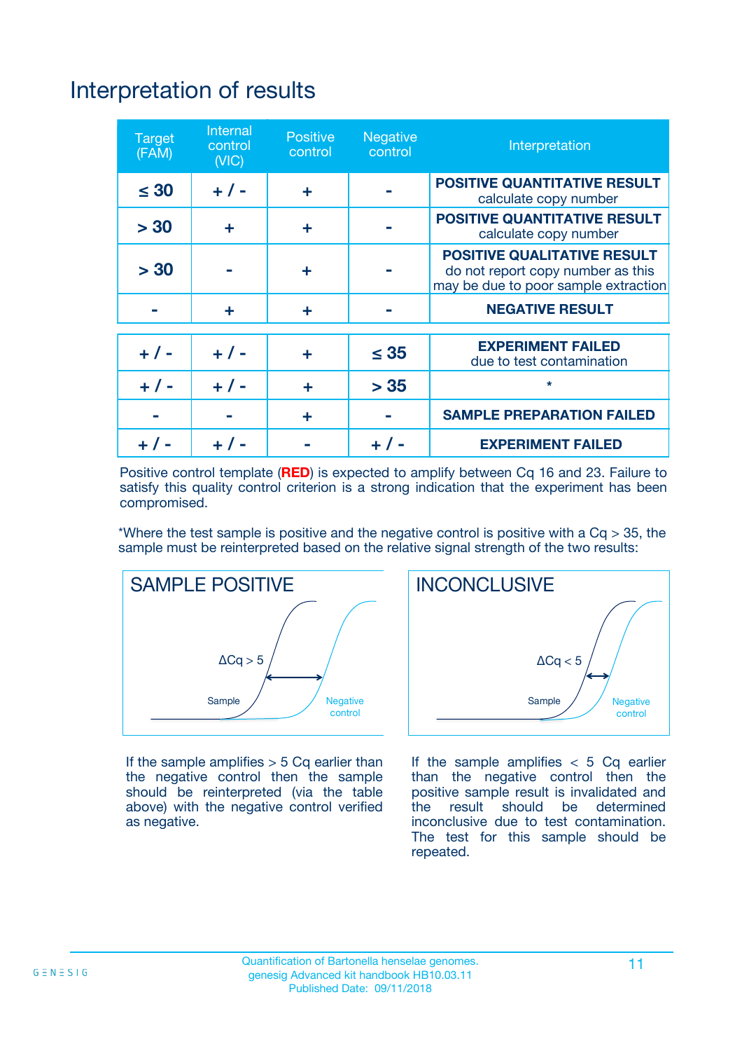# Interpretation of results

| Target (FAM) | Internal control (VIC) | Positive control | Negative control | Interpretation |
|---|---|---|---|---|
| ≤ 30 | + / - | + | - | **POSITIVE QUANTITATIVE RESULT** calculate copy number |
| > 30 | + | + | - | **POSITIVE QUANTITATIVE RESULT** calculate copy number |
| > 30 | - | + | - | **POSITIVE QUALITATIVE RESULT** do not report copy number as this may be due to poor sample extraction |
| - | + | + | - | **NEGATIVE RESULT** |
| + / - | + / - | + | ≤ 35 | **EXPERIMENT FAILED** due to test contamination |
| + / - | + / - | + | > 35 | * |
| - | - | + | - | **SAMPLE PREPARATION FAILED** |
| + / - | + / - | - | + / - | **EXPERIMENT FAILED** |

Positive control template (**RED**) is expected to amplify between Cq 16 and 23. Failure to satisfy this quality control criterion is a strong indication that the experiment has been compromised.

*Where the test sample is positive and the negative control is positive with a Cq > 35, the sample must be reinterpreted based on the relative signal strength of the two results:

**SAMPLE POSITIVE**

ΔCq > 5

Sample

Negative control

If the sample amplifies > 5 Cq earlier than the negative control then the sample should be reinterpreted (via the table above) with the negative control verified as negative.

**INCONCLUSIVE**

ΔCq < 5

Sample

Negative control

If the sample amplifies < 5 Cq earlier than the negative control then the positive sample result is invalidated and the result should be determined inconclusive due to test contamination. The test for this sample should be repeated.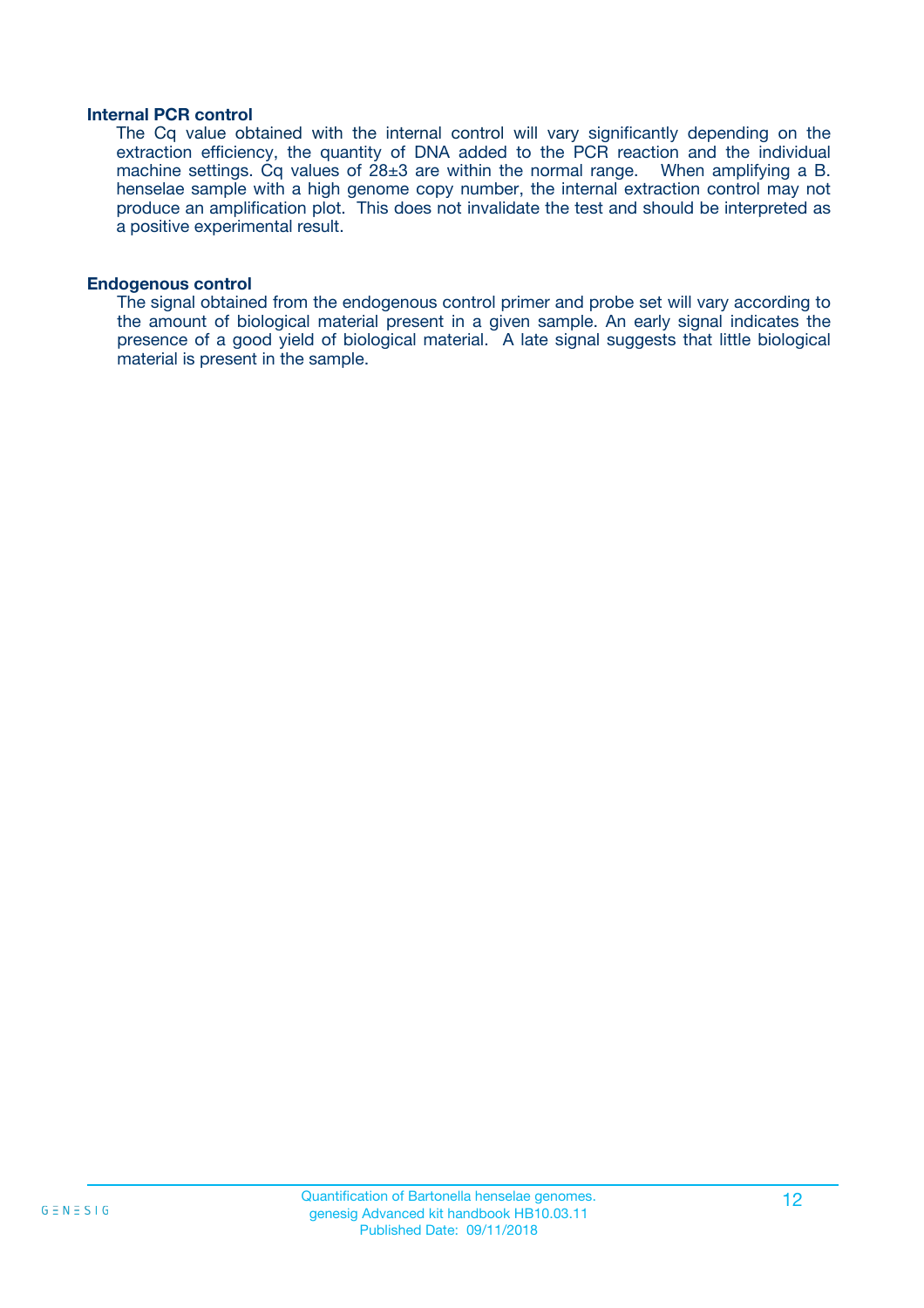### Internal PCR control

The Cq value obtained with the internal control will vary significantly depending on the extraction efficiency, the quantity of DNA added to the PCR reaction and the individual machine settings. Cq values of 28±3 are within the normal range. When amplifying a B. henselae sample with a high genome copy number, the internal extraction control may not produce an amplification plot. This does not invalidate the test and should be interpreted as a positive experimental result.

### Endogenous control

The signal obtained from the endogenous control primer and probe set will vary according to the amount of biological material present in a given sample. An early signal indicates the presence of a good yield of biological material. A late signal suggests that little biological material is present in the sample.